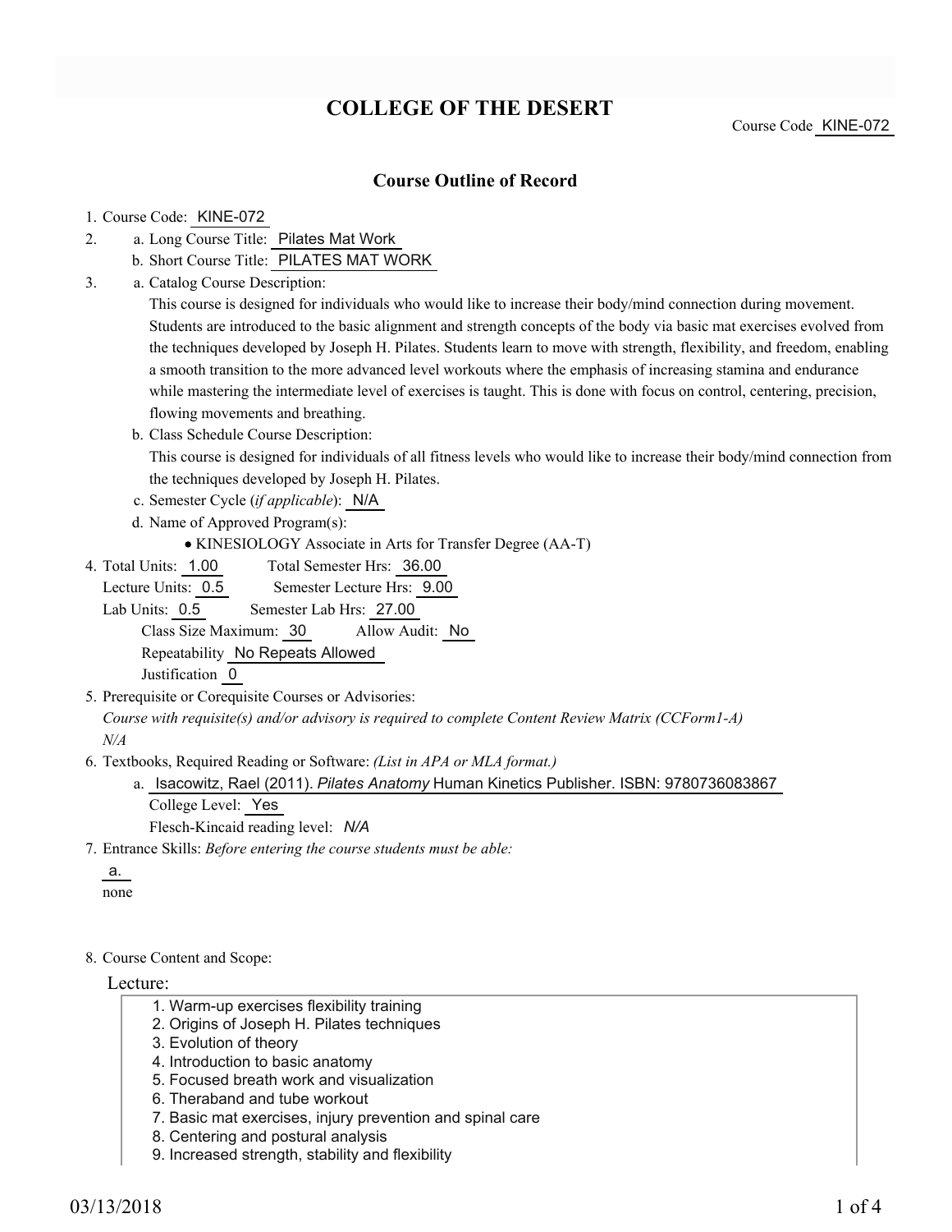# COLLEGE OF THE DESERT

Course Code KINE-072

## Course Outline of Record

1. Course Code: KINE-072
2. a. Long Course Title: Pilates Mat Work
   b. Short Course Title: PILATES MAT WORK
3. a. Catalog Course Description:
   This course is designed for individuals who would like to increase their body/mind connection during movement. Students are introduced to the basic alignment and strength concepts of the body via basic mat exercises evolved from the techniques developed by Joseph H. Pilates. Students learn to move with strength, flexibility, and freedom, enabling a smooth transition to the more advanced level workouts where the emphasis of increasing stamina and endurance while mastering the intermediate level of exercises is taught. This is done with focus on control, centering, precision, flowing movements and breathing.
   b. Class Schedule Course Description:
   This course is designed for individuals of all fitness levels who would like to increase their body/mind connection from the techniques developed by Joseph H. Pilates.
   c. Semester Cycle (*if applicable*): N/A
   d. Name of Approved Program(s):
   - KINESIOLOGY Associate in Arts for Transfer Degree (AA-T)
4. Total Units: 1.00 Total Semester Hrs: 36.00
   Lecture Units: 0.5 Semester Lecture Hrs: 9.00
   Lab Units: 0.5 Semester Lab Hrs: 27.00
   Class Size Maximum: 30 Allow Audit: No
   Repeatability No Repeats Allowed
   Justification 0
5. Prerequisite or Corequisite Courses or Advisories:
   *Course with requisite(s) and/or advisory is required to complete Content Review Matrix (CCForm1-A)*
   *N/A*
6. Textbooks, Required Reading or Software: *(List in APA or MLA format.)*
   a. Isacowitz, Rael (2011). *Pilates Anatomy* Human Kinetics Publisher. ISBN: 9780736083867
   College Level: Yes
   Flesch-Kincaid reading level: *N/A*
7. Entrance Skills: *Before entering the course students must be able:*
   a.
   none
8. Course Content and Scope:

Lecture:

1. Warm-up exercises flexibility training
2. Origins of Joseph H. Pilates techniques
3. Evolution of theory
4. Introduction to basic anatomy
5. Focused breath work and visualization
6. Theraband and tube workout
7. Basic mat exercises, injury prevention and spinal care
8. Centering and postural analysis
9. Increased strength, stability and flexibility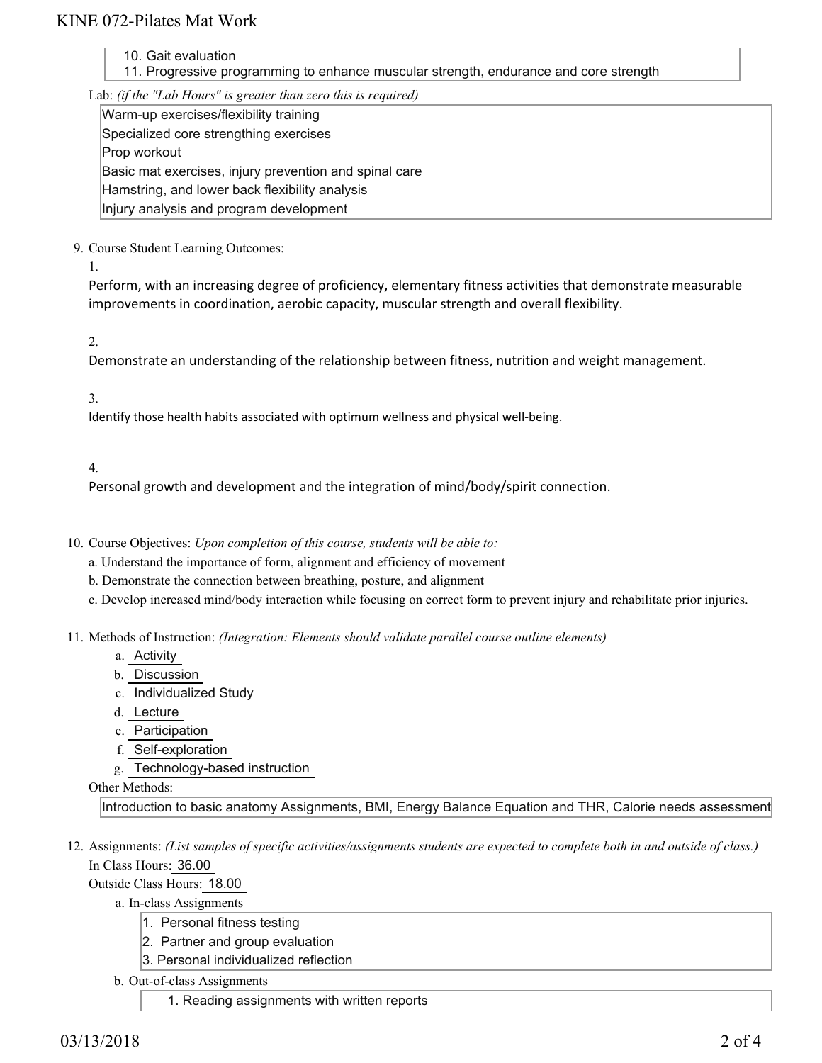10. Gait evaluation
11. Progressive programming to enhance muscular strength, endurance and core strength

Lab: *(if the "Lab Hours" is greater than zero this is required)*

Warm-up exercises/flexibility training
Specialized core strengthing exercises
Prop workout
Basic mat exercises, injury prevention and spinal care
Hamstring, and lower back flexibility analysis
Injury analysis and program development

9. Course Student Learning Outcomes:

1. Perform, with an increasing degree of proficiency, elementary fitness activities that demonstrate measurable improvements in coordination, aerobic capacity, muscular strength and overall flexibility.

2. Demonstrate an understanding of the relationship between fitness, nutrition and weight management.

3. Identify those health habits associated with optimum wellness and physical well-being.

4. Personal growth and development and the integration of mind/body/spirit connection.

10. Course Objectives: *Upon completion of this course, students will be able to:*
    - a. Understand the importance of form, alignment and efficiency of movement
    - b. Demonstrate the connection between breathing, posture, and alignment
    - c. Develop increased mind/body interaction while focusing on correct form to prevent injury and rehabilitate prior injuries.

11. Methods of Instruction: *(Integration: Elements should validate parallel course outline elements)*
    - a. Activity
    - b. Discussion
    - c. Individualized Study
    - d. Lecture
    - e. Participation
    - f. Self-exploration
    - g. Technology-based instruction

    Other Methods:

    Introduction to basic anatomy Assignments, BMI, Energy Balance Equation and THR, Calorie needs assessment

12. Assignments: *(List samples of specific activities/assignments students are expected to complete both in and outside of class.)*

    In Class Hours: 36.00

    Outside Class Hours: 18.00

    a. In-class Assignments
        1. Personal fitness testing
        2. Partner and group evaluation
        3. Personal individualized reflection

    b. Out-of-class Assignments
        1. Reading assignments with written reports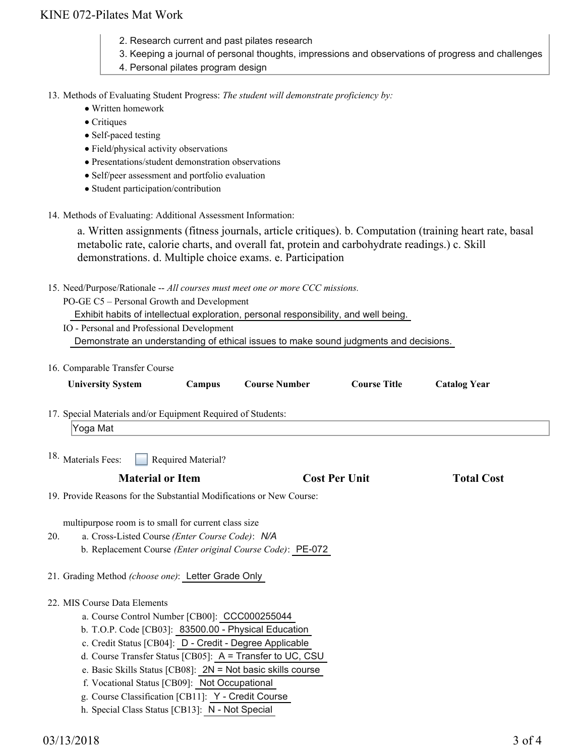2. Research current and past pilates research
3. Keeping a journal of personal thoughts, impressions and observations of progress and challenges
4. Personal pilates program design

13. Methods of Evaluating Student Progress: *The student will demonstrate proficiency by:*
    - Written homework
    - Critiques
    - Self-paced testing
    - Field/physical activity observations
    - Presentations/student demonstration observations
    - Self/peer assessment and portfolio evaluation
    - Student participation/contribution

14. Methods of Evaluating: Additional Assessment Information:

    a. Written assignments (fitness journals, article critiques). b. Computation (training heart rate, basal metabolic rate, calorie charts, and overall fat, protein and carbohydrate readings.) c. Skill demonstrations. d. Multiple choice exams. e. Participation

15. Need/Purpose/Rationale -- *All courses must meet one or more CCC missions.*

    PO-GE C5 – Personal Growth and Development

    Exhibit habits of intellectual exploration, personal responsibility, and well being.

    IO - Personal and Professional Development

    Demonstrate an understanding of ethical issues to make sound judgments and decisions.

16. Comparable Transfer Course

| University System | Campus | Course Number | Course Title | Catalog Year |
|---|---|---|---|---|

17. Special Materials and/or Equipment Required of Students:

    Yoga Mat

18. Materials Fees: ☐ Required Material?

| Material or Item | Cost Per Unit | Total Cost |
|---|---|---|

19. Provide Reasons for the Substantial Modifications or New Course:

    multipurpose room is to small for current class size

20. a. Cross-Listed Course *(Enter Course Code)*: *N/A*
    b. Replacement Course *(Enter original Course Code)*: PE-072

21. Grading Method *(choose one)*: Letter Grade Only

22. MIS Course Data Elements
    a. Course Control Number [CB00]: CCC000255044
    b. T.O.P. Code [CB03]: 83500.00 - Physical Education
    c. Credit Status [CB04]: D - Credit - Degree Applicable
    d. Course Transfer Status [CB05]: A = Transfer to UC, CSU
    e. Basic Skills Status [CB08]: 2N = Not basic skills course
    f. Vocational Status [CB09]: Not Occupational
    g. Course Classification [CB11]: Y - Credit Course
    h. Special Class Status [CB13]: N - Not Special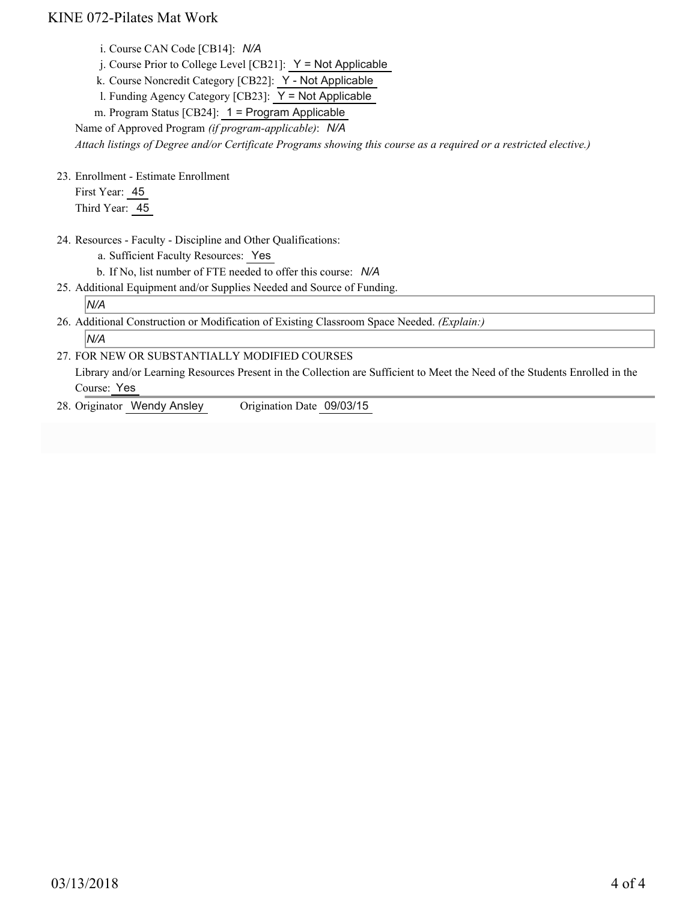i. Course CAN Code [CB14]: *N/A*

j. Course Prior to College Level [CB21]: Y = Not Applicable

k. Course Noncredit Category [CB22]: Y - Not Applicable

l. Funding Agency Category [CB23]: Y = Not Applicable

m. Program Status [CB24]: 1 = Program Applicable

Name of Approved Program *(if program-applicable)*: *N/A*

*Attach listings of Degree and/or Certificate Programs showing this course as a required or a restricted elective.)*

23. Enrollment - Estimate Enrollment

    First Year: 45

    Third Year: 45

24. Resources - Faculty - Discipline and Other Qualifications:

    a. Sufficient Faculty Resources: Yes

    b. If No, list number of FTE needed to offer this course: *N/A*

25. Additional Equipment and/or Supplies Needed and Source of Funding.

    *N/A*

26. Additional Construction or Modification of Existing Classroom Space Needed. *(Explain:)*

    *N/A*

27. FOR NEW OR SUBSTANTIALLY MODIFIED COURSES

    Library and/or Learning Resources Present in the Collection are Sufficient to Meet the Need of the Students Enrolled in the Course: Yes

28. Originator Wendy Ansley Origination Date 09/03/15